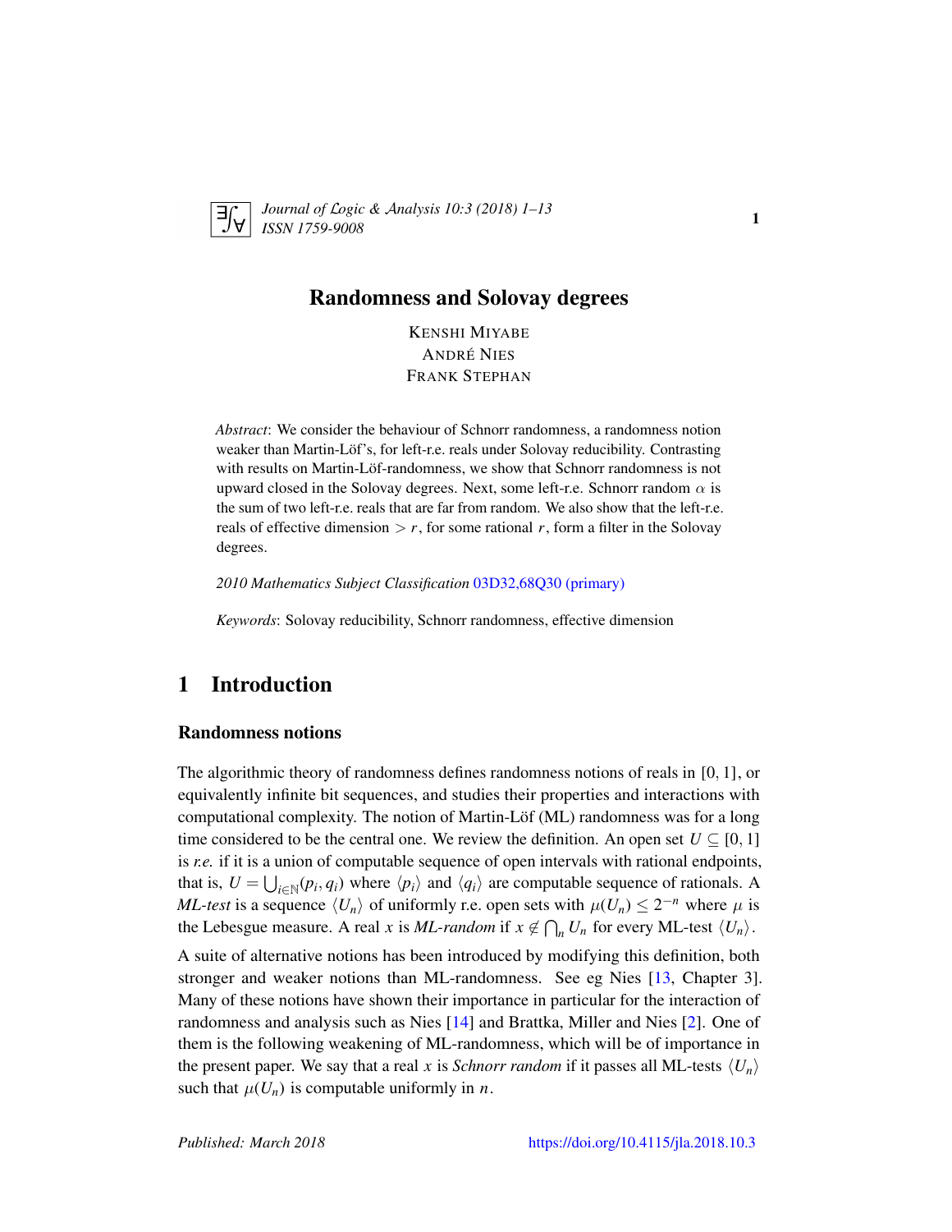# Randomness and Solovay degrees

KENSHI MIYABE  
ANDRÉ NIES  
FRANK STEPHAN

*Abstract*: We consider the behaviour of Schnorr randomness, a randomness notion weaker than Martin-Löf's, for left-r.e. reals under Solovay reducibility. Contrasting with results on Martin-Löf-randomness, we show that Schnorr randomness is not upward closed in the Solovay degrees. Next, some left-r.e. Schnorr random $\alpha$ is the sum of two left-r.e. reals that are far from random. We also show that the left-r.e. reals of effective dimension $> r$, for some rational $r$, form a filter in the Solovay degrees.

*2010 Mathematics Subject Classification* 03D32,68Q30 (primary)

*Keywords*: Solovay reducibility, Schnorr randomness, effective dimension

## 1 Introduction

### Randomness notions

The algorithmic theory of randomness defines randomness notions of reals in $[0, 1]$, or equivalently infinite bit sequences, and studies their properties and interactions with computational complexity. The notion of Martin-Löf (ML) randomness was for a long time considered to be the central one. We review the definition. An open set $U \subseteq [0, 1]$ is *r.e.* if it is a union of computable sequence of open intervals with rational endpoints, that is, $U = \bigcup_{i\in\mathbb{N}}(p_i, q_i)$ where $\langle p_i\rangle$ and $\langle q_i\rangle$ are computable sequence of rationals. A *ML-test* is a sequence $\langle U_n\rangle$ of uniformly r.e. open sets with $\mu(U_n) \leq 2^{-n}$ where $\mu$ is the Lebesgue measure. A real $x$ is *ML-random* if $x \notin \bigcap_n U_n$ for every ML-test $\langle U_n\rangle$.

A suite of alternative notions has been introduced by modifying this definition, both stronger and weaker notions than ML-randomness. See eg Nies [13, Chapter 3]. Many of these notions have shown their importance in particular for the interaction of randomness and analysis such as Nies [14] and Brattka, Miller and Nies [2]. One of them is the following weakening of ML-randomness, which will be of importance in the present paper. We say that a real $x$ is *Schnorr random* if it passes all ML-tests $\langle U_n\rangle$ such that $\mu(U_n)$ is computable uniformly in $n$.

Published: March 2018 https://doi.org/10.4115/jla.2018.10.3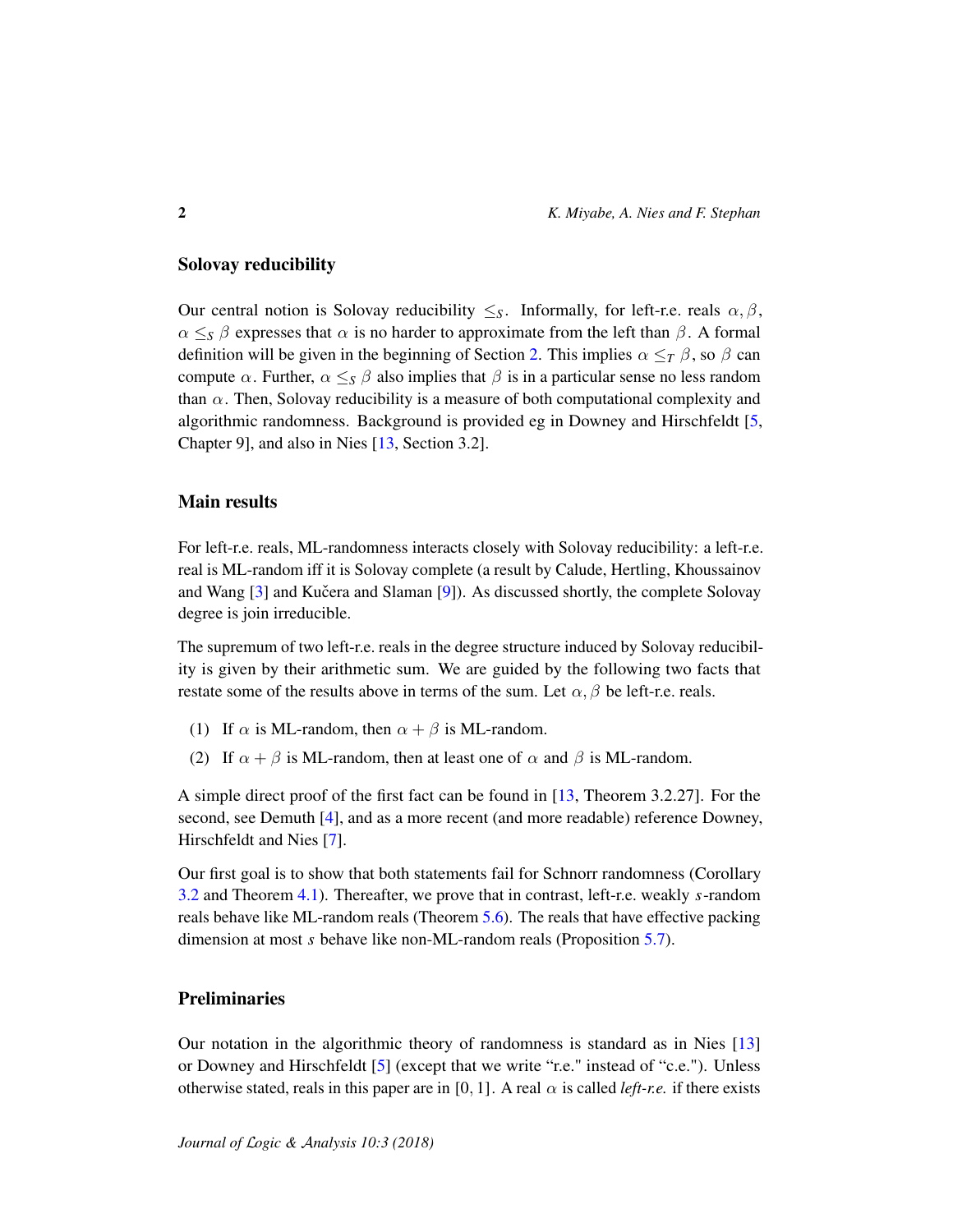## Solovay reducibility

Our central notion is Solovay reducibility $\leq_S$. Informally, for left-r.e. reals $\alpha, \beta$, $\alpha \leq_S \beta$ expresses that $\alpha$ is no harder to approximate from the left than $\beta$. A formal definition will be given in the beginning of Section 2. This implies $\alpha \leq_T \beta$, so $\beta$ can compute $\alpha$. Further, $\alpha \leq_S \beta$ also implies that $\beta$ is in a particular sense no less random than $\alpha$. Then, Solovay reducibility is a measure of both computational complexity and algorithmic randomness. Background is provided eg in Downey and Hirschfeldt [5, Chapter 9], and also in Nies [13, Section 3.2].

## Main results

For left-r.e. reals, ML-randomness interacts closely with Solovay reducibility: a left-r.e. real is ML-random iff it is Solovay complete (a result by Calude, Hertling, Khoussainov and Wang [3] and Kučera and Slaman [9]). As discussed shortly, the complete Solovay degree is join irreducible.

The supremum of two left-r.e. reals in the degree structure induced by Solovay reducibility is given by their arithmetic sum. We are guided by the following two facts that restate some of the results above in terms of the sum. Let $\alpha, \beta$ be left-r.e. reals.

(1) If $\alpha$ is ML-random, then $\alpha + \beta$ is ML-random.

(2) If $\alpha + \beta$ is ML-random, then at least one of $\alpha$ and $\beta$ is ML-random.

A simple direct proof of the first fact can be found in [13, Theorem 3.2.27]. For the second, see Demuth [4], and as a more recent (and more readable) reference Downey, Hirschfeldt and Nies [7].

Our first goal is to show that both statements fail for Schnorr randomness (Corollary 3.2 and Theorem 4.1). Thereafter, we prove that in contrast, left-r.e. weakly $s$-random reals behave like ML-random reals (Theorem 5.6). The reals that have effective packing dimension at most $s$ behave like non-ML-random reals (Proposition 5.7).

## Preliminaries

Our notation in the algorithmic theory of randomness is standard as in Nies [13] or Downey and Hirschfeldt [5] (except that we write "r.e." instead of "c.e."). Unless otherwise stated, reals in this paper are in $[0, 1]$. A real $\alpha$ is called *left-r.e.* if there exists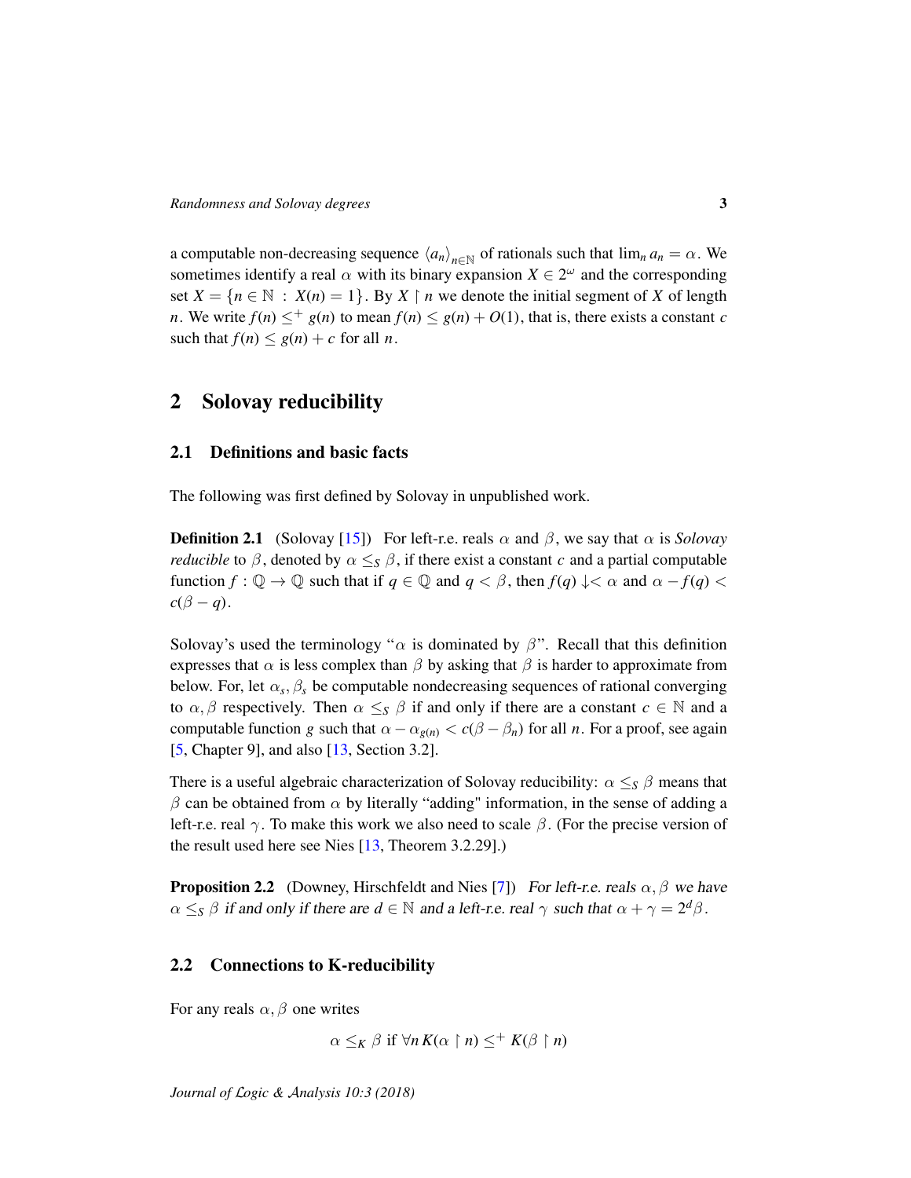a computable non-decreasing sequence $\langle a_n \rangle_{n \in \mathbb{N}}$ of rationals such that $\lim_n a_n = \alpha$. We sometimes identify a real $\alpha$ with its binary expansion $X \in 2^\omega$ and the corresponding set $X = \{n \in \mathbb{N} : X(n) = 1\}$. By $X \upharpoonright n$ we denote the initial segment of $X$ of length $n$. We write $f(n) \leq^+ g(n)$ to mean $f(n) \leq g(n) + O(1)$, that is, there exists a constant $c$ such that $f(n) \leq g(n) + c$ for all $n$.

## 2 Solovay reducibility

### 2.1 Definitions and basic facts

The following was first defined by Solovay in unpublished work.

**Definition 2.1** (Solovay [15]) For left-r.e. reals $\alpha$ and $\beta$, we say that $\alpha$ is *Solovay reducible* to $\beta$, denoted by $\alpha \leq_S \beta$, if there exist a constant $c$ and a partial computable function $f : \mathbb{Q} \to \mathbb{Q}$ such that if $q \in \mathbb{Q}$ and $q < \beta$, then $f(q) \downarrow < \alpha$ and $\alpha - f(q) < c(\beta - q)$.

Solovay's used the terminology "$\alpha$ is dominated by $\beta$". Recall that this definition expresses that $\alpha$ is less complex than $\beta$ by asking that $\beta$ is harder to approximate from below. For, let $\alpha_s, \beta_s$ be computable nondecreasing sequences of rational converging to $\alpha, \beta$ respectively. Then $\alpha \leq_S \beta$ if and only if there are a constant $c \in \mathbb{N}$ and a computable function $g$ such that $\alpha - \alpha_{g(n)} < c(\beta - \beta_n)$ for all $n$. For a proof, see again [5, Chapter 9], and also [13, Section 3.2].

There is a useful algebraic characterization of Solovay reducibility: $\alpha \leq_S \beta$ means that $\beta$ can be obtained from $\alpha$ by literally "adding" information, in the sense of adding a left-r.e. real $\gamma$. To make this work we also need to scale $\beta$. (For the precise version of the result used here see Nies [13, Theorem 3.2.29].)

**Proposition 2.2** (Downey, Hirschfeldt and Nies [7]) *For left-r.e. reals $\alpha, \beta$ we have $\alpha \leq_S \beta$ if and only if there are $d \in \mathbb{N}$ and a left-r.e. real $\gamma$ such that $\alpha + \gamma = 2^d \beta$.*

### 2.2 Connections to K-reducibility

For any reals $\alpha, \beta$ one writes

$$\alpha \leq_K \beta \text{ if } \forall n \, K(\alpha \upharpoonright n) \leq^+ K(\beta \upharpoonright n)$$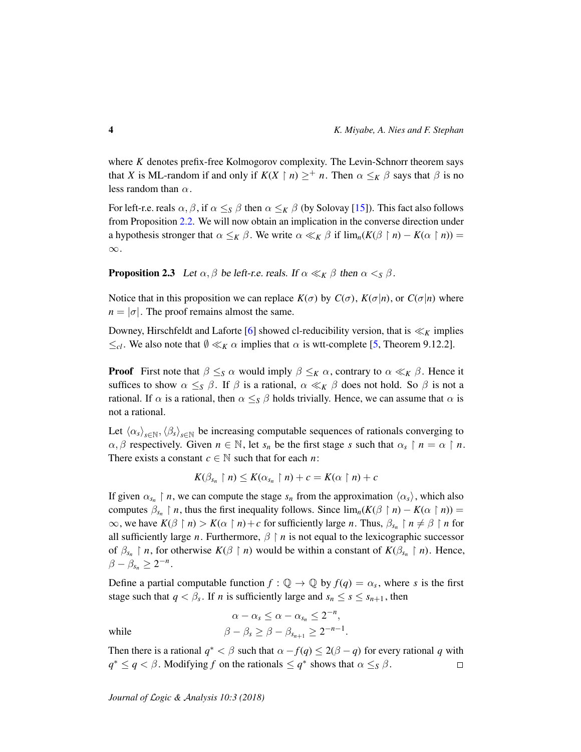where $K$ denotes prefix-free Kolmogorov complexity. The Levin-Schnorr theorem says that $X$ is ML-random if and only if $K(X \upharpoonright n) \geq^+ n$. Then $\alpha \leq_K \beta$ says that $\beta$ is no less random than $\alpha$.

For left-r.e. reals $\alpha, \beta$, if $\alpha \leq_S \beta$ then $\alpha \leq_K \beta$ (by Solovay [15]). This fact also follows from Proposition 2.2. We will now obtain an implication in the converse direction under a hypothesis stronger that $\alpha \leq_K \beta$. We write $\alpha \ll_K \beta$ if $\lim_n (K(\beta \upharpoonright n) - K(\alpha \upharpoonright n)) = \infty$.

**Proposition 2.3** *Let $\alpha, \beta$ be left-r.e. reals. If $\alpha \ll_K \beta$ then $\alpha <_S \beta$.*

Notice that in this proposition we can replace $K(\sigma)$ by $C(\sigma)$, $K(\sigma|n)$, or $C(\sigma|n)$ where $n = |\sigma|$. The proof remains almost the same.

Downey, Hirschfeldt and Laforte [6] showed cl-reducibility version, that is $\ll_K$ implies $\leq_{cl}$. We also note that $\emptyset \ll_K \alpha$ implies that $\alpha$ is wtt-complete [5, Theorem 9.12.2].

**Proof** First note that $\beta \leq_S \alpha$ would imply $\beta \leq_K \alpha$, contrary to $\alpha \ll_K \beta$. Hence it suffices to show $\alpha \leq_S \beta$. If $\beta$ is a rational, $\alpha \ll_K \beta$ does not hold. So $\beta$ is not a rational. If $\alpha$ is a rational, then $\alpha \leq_S \beta$ holds trivially. Hence, we can assume that $\alpha$ is not a rational.

Let $\langle \alpha_s \rangle_{s \in \mathbb{N}}, \langle \beta_s \rangle_{s \in \mathbb{N}}$ be increasing computable sequences of rationals converging to $\alpha, \beta$ respectively. Given $n \in \mathbb{N}$, let $s_n$ be the first stage $s$ such that $\alpha_s \upharpoonright n = \alpha \upharpoonright n$. There exists a constant $c \in \mathbb{N}$ such that for each $n$:

$$K(\beta_{s_n} \upharpoonright n) \leq K(\alpha_{s_n} \upharpoonright n) + c = K(\alpha \upharpoonright n) + c$$

If given $\alpha_{s_n} \upharpoonright n$, we can compute the stage $s_n$ from the approximation $\langle \alpha_s \rangle$, which also computes $\beta_{s_n} \upharpoonright n$, thus the first inequality follows. Since $\lim_n (K(\beta \upharpoonright n) - K(\alpha \upharpoonright n)) = \infty$, we have $K(\beta \upharpoonright n) > K(\alpha \upharpoonright n) + c$ for sufficiently large $n$. Thus, $\beta_{s_n} \upharpoonright n \neq \beta \upharpoonright n$ for all sufficiently large $n$. Furthermore, $\beta \upharpoonright n$ is not equal to the lexicographic successor of $\beta_{s_n} \upharpoonright n$, for otherwise $K(\beta \upharpoonright n)$ would be within a constant of $K(\beta_{s_n} \upharpoonright n)$. Hence, $\beta - \beta_{s_n} \geq 2^{-n}$.

Define a partial computable function $f : \mathbb{Q} \to \mathbb{Q}$ by $f(q) = \alpha_s$, where $s$ is the first stage such that $q < \beta_s$. If $n$ is sufficiently large and $s_n \leq s \leq s_{n+1}$, then

$$\alpha - \alpha_s \leq \alpha - \alpha_{s_n} \leq 2^{-n},$$

while

$$\beta - \beta_s \geq \beta - \beta_{s_{n+1}} \geq 2^{-n-1}.$$

Then there is a rational $q^* < \beta$ such that $\alpha - f(q) \leq 2(\beta - q)$ for every rational $q$ with $q^* \leq q < \beta$. Modifying $f$ on the rationals $\leq q^*$ shows that $\alpha \leq_S \beta$. □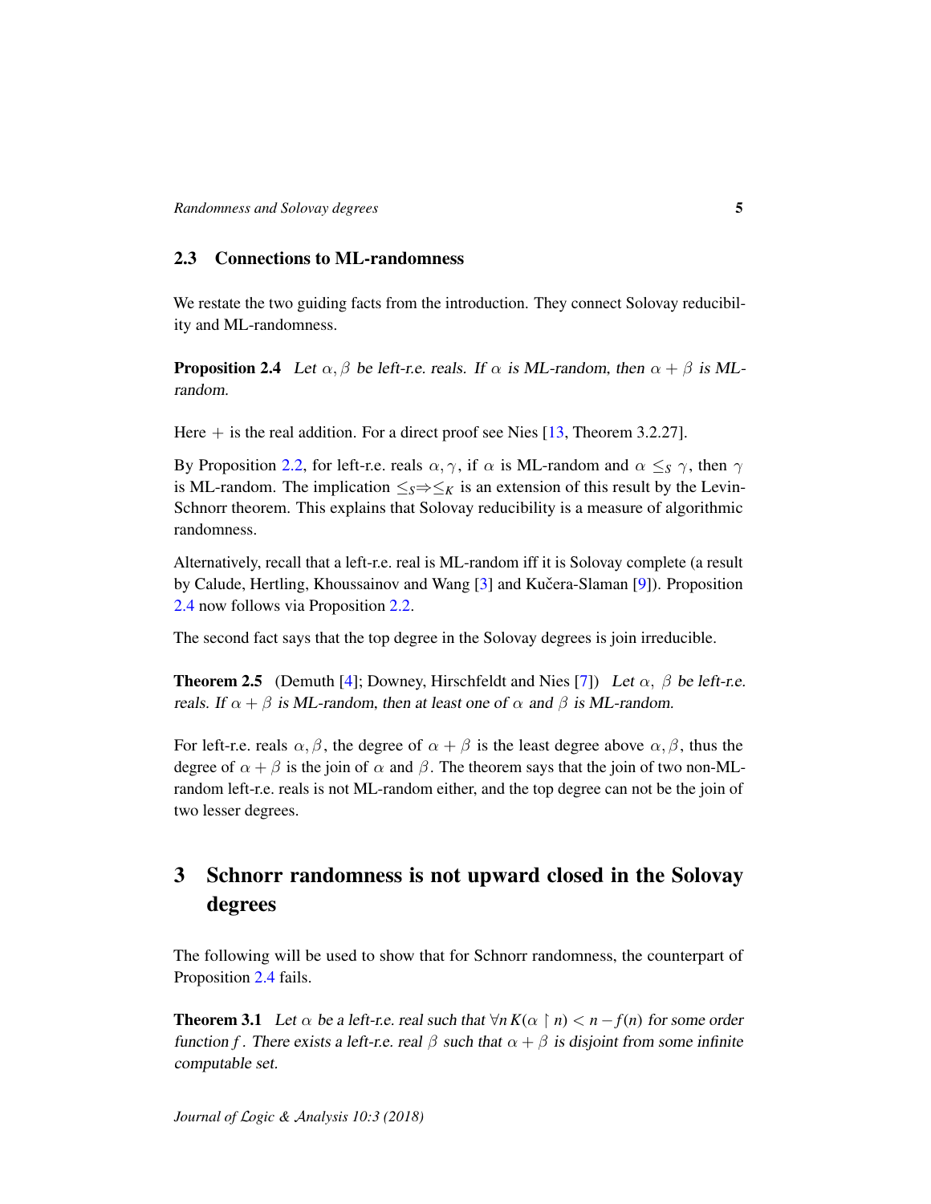### 2.3 Connections to ML-randomness

We restate the two guiding facts from the introduction. They connect Solovay reducibility and ML-randomness.

**Proposition 2.4** *Let $\alpha, \beta$ be left-r.e. reals. If $\alpha$ is ML-random, then $\alpha + \beta$ is ML-random.*

Here $+$ is the real addition. For a direct proof see Nies [13, Theorem 3.2.27].

By Proposition 2.2, for left-r.e. reals $\alpha, \gamma$, if $\alpha$ is ML-random and $\alpha \leq_S \gamma$, then $\gamma$ is ML-random. The implication $\leq_S \Rightarrow \leq_K$ is an extension of this result by the Levin-Schnorr theorem. This explains that Solovay reducibility is a measure of algorithmic randomness.

Alternatively, recall that a left-r.e. real is ML-random iff it is Solovay complete (a result by Calude, Hertling, Khoussainov and Wang [3] and Kučera-Slaman [9]). Proposition 2.4 now follows via Proposition 2.2.

The second fact says that the top degree in the Solovay degrees is join irreducible.

**Theorem 2.5** (Demuth [4]; Downey, Hirschfeldt and Nies [7]) *Let $\alpha$, $\beta$ be left-r.e. reals. If $\alpha + \beta$ is ML-random, then at least one of $\alpha$ and $\beta$ is ML-random.*

For left-r.e. reals $\alpha, \beta$, the degree of $\alpha + \beta$ is the least degree above $\alpha, \beta$, thus the degree of $\alpha + \beta$ is the join of $\alpha$ and $\beta$. The theorem says that the join of two non-ML-random left-r.e. reals is not ML-random either, and the top degree can not be the join of two lesser degrees.

## 3 Schnorr randomness is not upward closed in the Solovay degrees

The following will be used to show that for Schnorr randomness, the counterpart of Proposition 2.4 fails.

**Theorem 3.1** *Let $\alpha$ be a left-r.e. real such that $\forall n\, K(\alpha \upharpoonright n) < n - f(n)$ for some order function $f$. There exists a left-r.e. real $\beta$ such that $\alpha + \beta$ is disjoint from some infinite computable set.*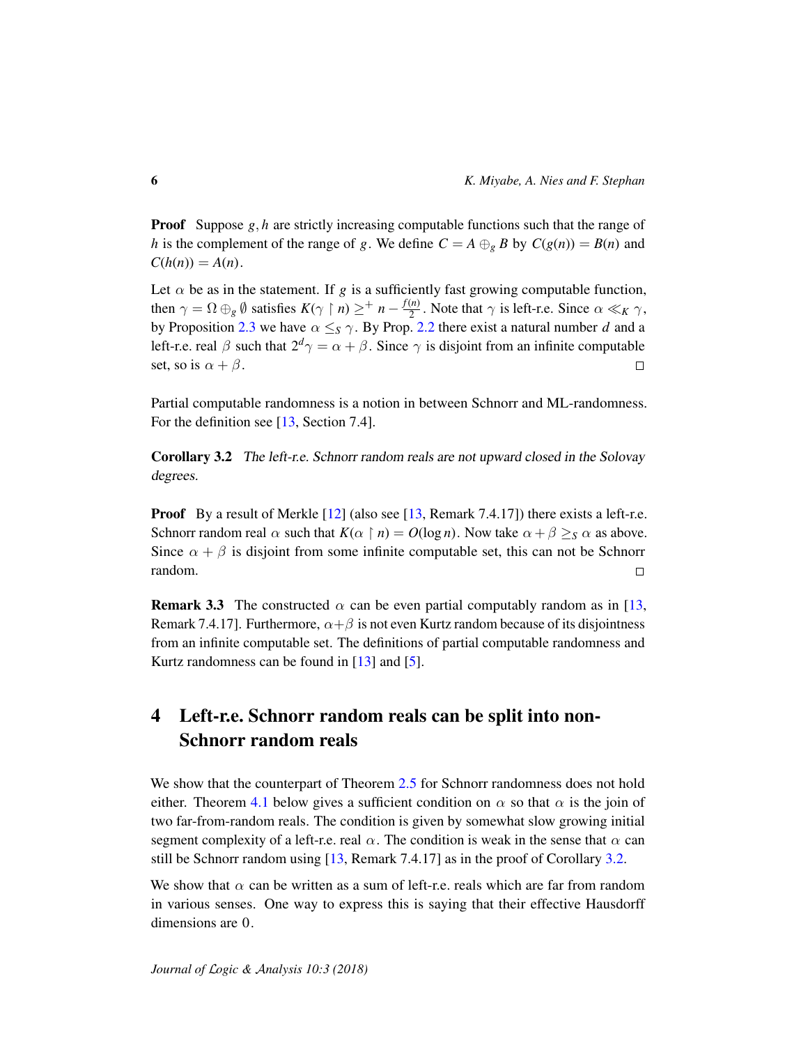**Proof** Suppose $g, h$ are strictly increasing computable functions such that the range of $h$ is the complement of the range of $g$. We define $C = A \oplus_g B$ by $C(g(n)) = B(n)$ and $C(h(n)) = A(n)$.

Let $\alpha$ be as in the statement. If $g$ is a sufficiently fast growing computable function, then $\gamma = \Omega \oplus_g \emptyset$ satisfies $K(\gamma \upharpoonright n) \geq^+ n - \frac{f(n)}{2}$. Note that $\gamma$ is left-r.e. Since $\alpha \ll_K \gamma$, by Proposition 2.3 we have $\alpha \leq_S \gamma$. By Prop. 2.2 there exist a natural number $d$ and a left-r.e. real $\beta$ such that $2^d \gamma = \alpha + \beta$. Since $\gamma$ is disjoint from an infinite computable set, so is $\alpha + \beta$. □

Partial computable randomness is a notion in between Schnorr and ML-randomness. For the definition see [13, Section 7.4].

**Corollary 3.2** *The left-r.e. Schnorr random reals are not upward closed in the Solovay degrees.*

**Proof** By a result of Merkle [12] (also see [13, Remark 7.4.17]) there exists a left-r.e. Schnorr random real $\alpha$ such that $K(\alpha \upharpoonright n) = O(\log n)$. Now take $\alpha + \beta \geq_S \alpha$ as above. Since $\alpha + \beta$ is disjoint from some infinite computable set, this can not be Schnorr random. □

**Remark 3.3** The constructed $\alpha$ can be even partial computably random as in [13, Remark 7.4.17]. Furthermore, $\alpha + \beta$ is not even Kurtz random because of its disjointness from an infinite computable set. The definitions of partial computable randomness and Kurtz randomness can be found in [13] and [5].

## 4 Left-r.e. Schnorr random reals can be split into non-Schnorr random reals

We show that the counterpart of Theorem 2.5 for Schnorr randomness does not hold either. Theorem 4.1 below gives a sufficient condition on $\alpha$ so that $\alpha$ is the join of two far-from-random reals. The condition is given by somewhat slow growing initial segment complexity of a left-r.e. real $\alpha$. The condition is weak in the sense that $\alpha$ can still be Schnorr random using [13, Remark 7.4.17] as in the proof of Corollary 3.2.

We show that $\alpha$ can be written as a sum of left-r.e. reals which are far from random in various senses. One way to express this is saying that their effective Hausdorff dimensions are $0$.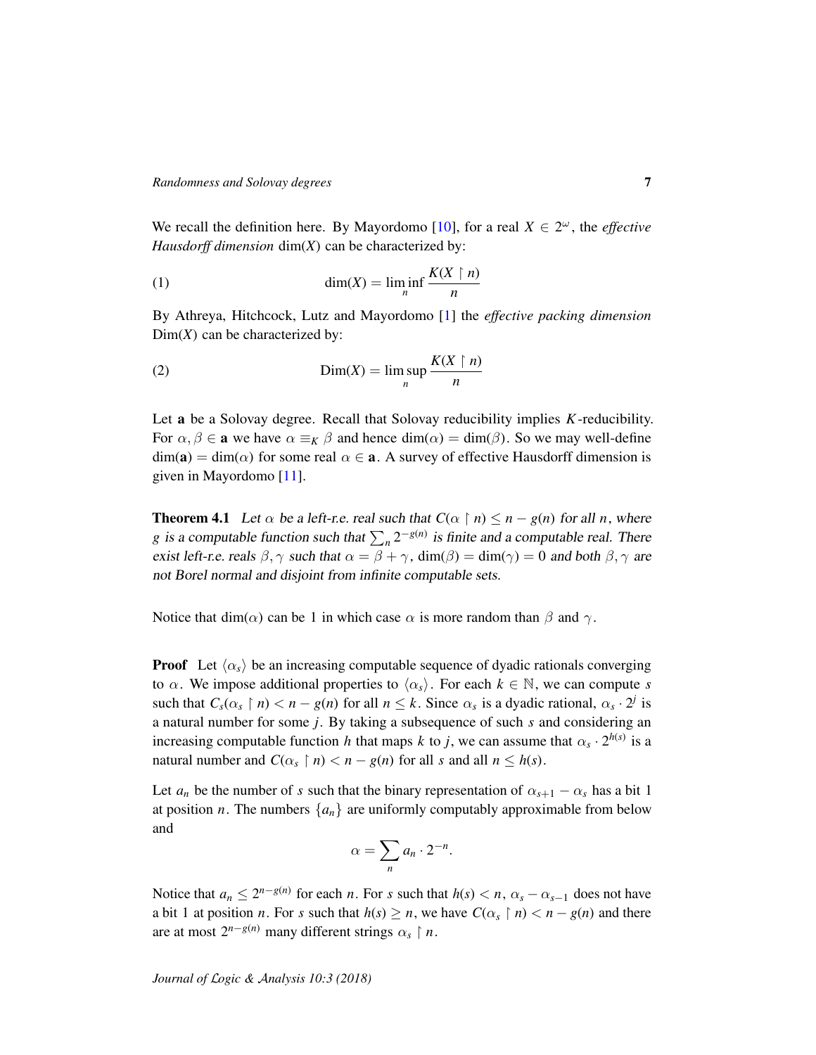We recall the definition here. By Mayordomo [10], for a real $X \in 2^\omega$, the *effective Hausdorff dimension* $\dim(X)$ can be characterized by:

$$\dim(X) = \liminf_n \frac{K(X \upharpoonright n)}{n} \tag{1}$$

By Athreya, Hitchcock, Lutz and Mayordomo [1] the *effective packing dimension* $\mathrm{Dim}(X)$ can be characterized by:

$$\mathrm{Dim}(X) = \limsup_n \frac{K(X \upharpoonright n)}{n} \tag{2}$$

Let $\mathbf{a}$ be a Solovay degree. Recall that Solovay reducibility implies $K$-reducibility. For $\alpha, \beta \in \mathbf{a}$ we have $\alpha \equiv_K \beta$ and hence $\dim(\alpha) = \dim(\beta)$. So we may well-define $\dim(\mathbf{a}) = \dim(\alpha)$ for some real $\alpha \in \mathbf{a}$. A survey of effective Hausdorff dimension is given in Mayordomo [11].

**Theorem 4.1** *Let $\alpha$ be a left-r.e. real such that $C(\alpha \upharpoonright n) \leq n - g(n)$ for all $n$, where $g$ is a computable function such that $\sum_n 2^{-g(n)}$ is finite and a computable real. There exist left-r.e. reals $\beta, \gamma$ such that $\alpha = \beta + \gamma$, $\dim(\beta) = \dim(\gamma) = 0$ and both $\beta, \gamma$ are not Borel normal and disjoint from infinite computable sets.*

Notice that $\dim(\alpha)$ can be 1 in which case $\alpha$ is more random than $\beta$ and $\gamma$.

**Proof** Let $\langle \alpha_s \rangle$ be an increasing computable sequence of dyadic rationals converging to $\alpha$. We impose additional properties to $\langle \alpha_s \rangle$. For each $k \in \mathbb{N}$, we can compute $s$ such that $C_s(\alpha_s \upharpoonright n) < n - g(n)$ for all $n \leq k$. Since $\alpha_s$ is a dyadic rational, $\alpha_s \cdot 2^j$ is a natural number for some $j$. By taking a subsequence of such $s$ and considering an increasing computable function $h$ that maps $k$ to $j$, we can assume that $\alpha_s \cdot 2^{h(s)}$ is a natural number and $C(\alpha_s \upharpoonright n) < n - g(n)$ for all $s$ and all $n \leq h(s)$.

Let $a_n$ be the number of $s$ such that the binary representation of $\alpha_{s+1} - \alpha_s$ has a bit 1 at position $n$. The numbers $\{a_n\}$ are uniformly computably approximable from below and

$$\alpha = \sum_n a_n \cdot 2^{-n}.$$

Notice that $a_n \leq 2^{n-g(n)}$ for each $n$. For $s$ such that $h(s) < n$, $\alpha_s - \alpha_{s-1}$ does not have a bit 1 at position $n$. For $s$ such that $h(s) \geq n$, we have $C(\alpha_s \upharpoonright n) < n - g(n)$ and there are at most $2^{n-g(n)}$ many different strings $\alpha_s \upharpoonright n$.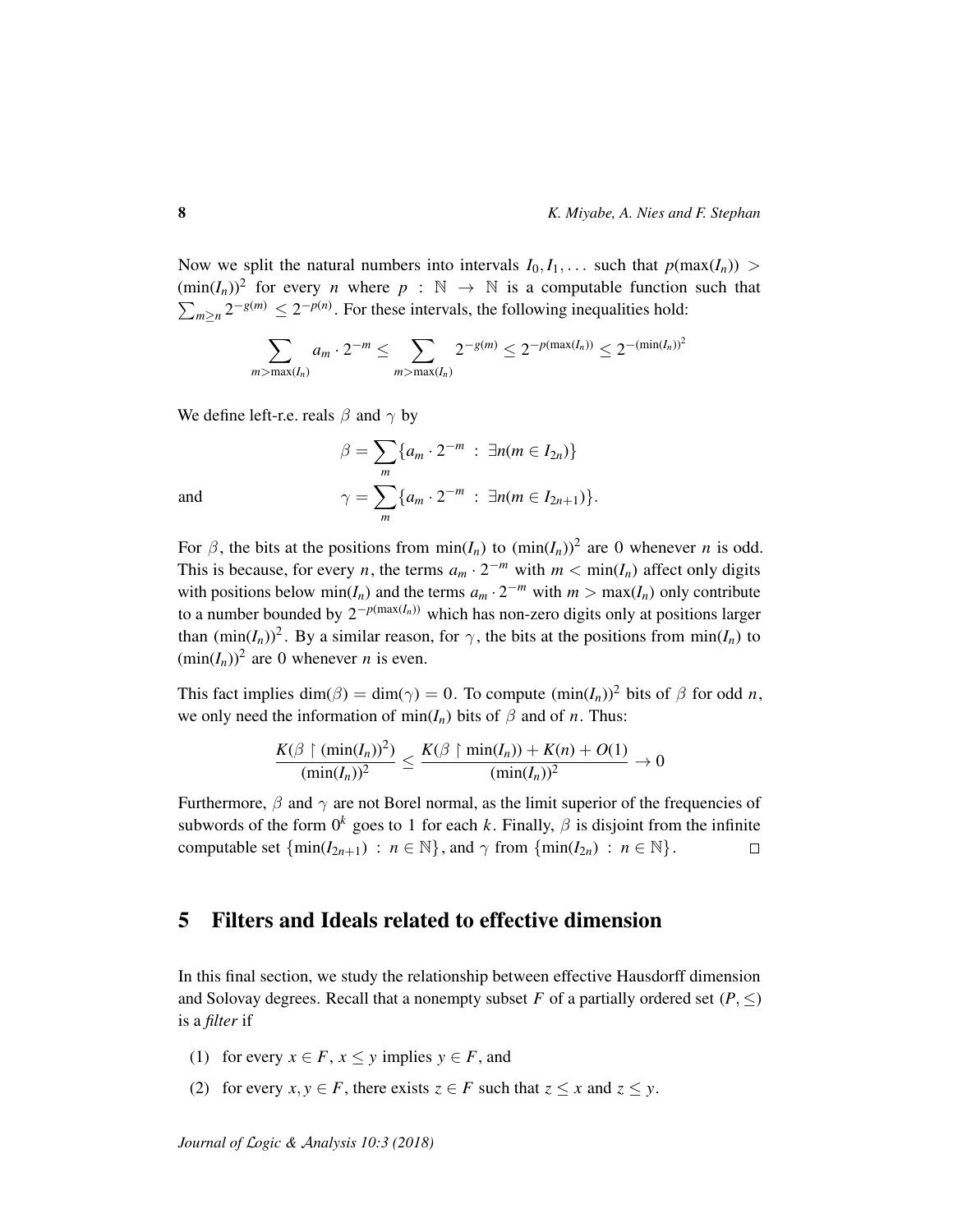Now we split the natural numbers into intervals $I_0, I_1, \ldots$ such that $p(\max(I_n)) > (\min(I_n))^2$ for every $n$ where $p : \mathbb{N} \to \mathbb{N}$ is a computable function such that $\sum_{m \geq n} 2^{-g(m)} \leq 2^{-p(n)}$. For these intervals, the following inequalities hold:

$$\sum_{m > \max(I_n)} a_m \cdot 2^{-m} \leq \sum_{m > \max(I_n)} 2^{-g(m)} \leq 2^{-p(\max(I_n))} \leq 2^{-(\min(I_n))^2}$$

We define left-r.e. reals $\beta$ and $\gamma$ by

$$\beta = \sum_m \{a_m \cdot 2^{-m} \ : \ \exists n (m \in I_{2n})\}$$

and

$$\gamma = \sum_m \{a_m \cdot 2^{-m} \ : \ \exists n (m \in I_{2n+1})\}.$$

For $\beta$, the bits at the positions from $\min(I_n)$ to $(\min(I_n))^2$ are 0 whenever $n$ is odd. This is because, for every $n$, the terms $a_m \cdot 2^{-m}$ with $m < \min(I_n)$ affect only digits with positions below $\min(I_n)$ and the terms $a_m \cdot 2^{-m}$ with $m > \max(I_n)$ only contribute to a number bounded by $2^{-p(\max(I_n))}$ which has non-zero digits only at positions larger than $(\min(I_n))^2$. By a similar reason, for $\gamma$, the bits at the positions from $\min(I_n)$ to $(\min(I_n))^2$ are 0 whenever $n$ is even.

This fact implies $\dim(\beta) = \dim(\gamma) = 0$. To compute $(\min(I_n))^2$ bits of $\beta$ for odd $n$, we only need the information of $\min(I_n)$ bits of $\beta$ and of $n$. Thus:

$$\frac{K(\beta \upharpoonright (\min(I_n))^2)}{(\min(I_n))^2} \leq \frac{K(\beta \upharpoonright \min(I_n)) + K(n) + O(1)}{(\min(I_n))^2} \to 0$$

Furthermore, $\beta$ and $\gamma$ are not Borel normal, as the limit superior of the frequencies of subwords of the form $0^k$ goes to 1 for each $k$. Finally, $\beta$ is disjoint from the infinite computable set $\{\min(I_{2n+1}) \ : \ n \in \mathbb{N}\}$, and $\gamma$ from $\{\min(I_{2n}) \ : \ n \in \mathbb{N}\}$. $\square$

## 5 Filters and Ideals related to effective dimension

In this final section, we study the relationship between effective Hausdorff dimension and Solovay degrees. Recall that a nonempty subset $F$ of a partially ordered set $(P, \leq)$ is a *filter* if

(1) for every $x \in F$, $x \leq y$ implies $y \in F$, and

(2) for every $x, y \in F$, there exists $z \in F$ such that $z \leq x$ and $z \leq y$.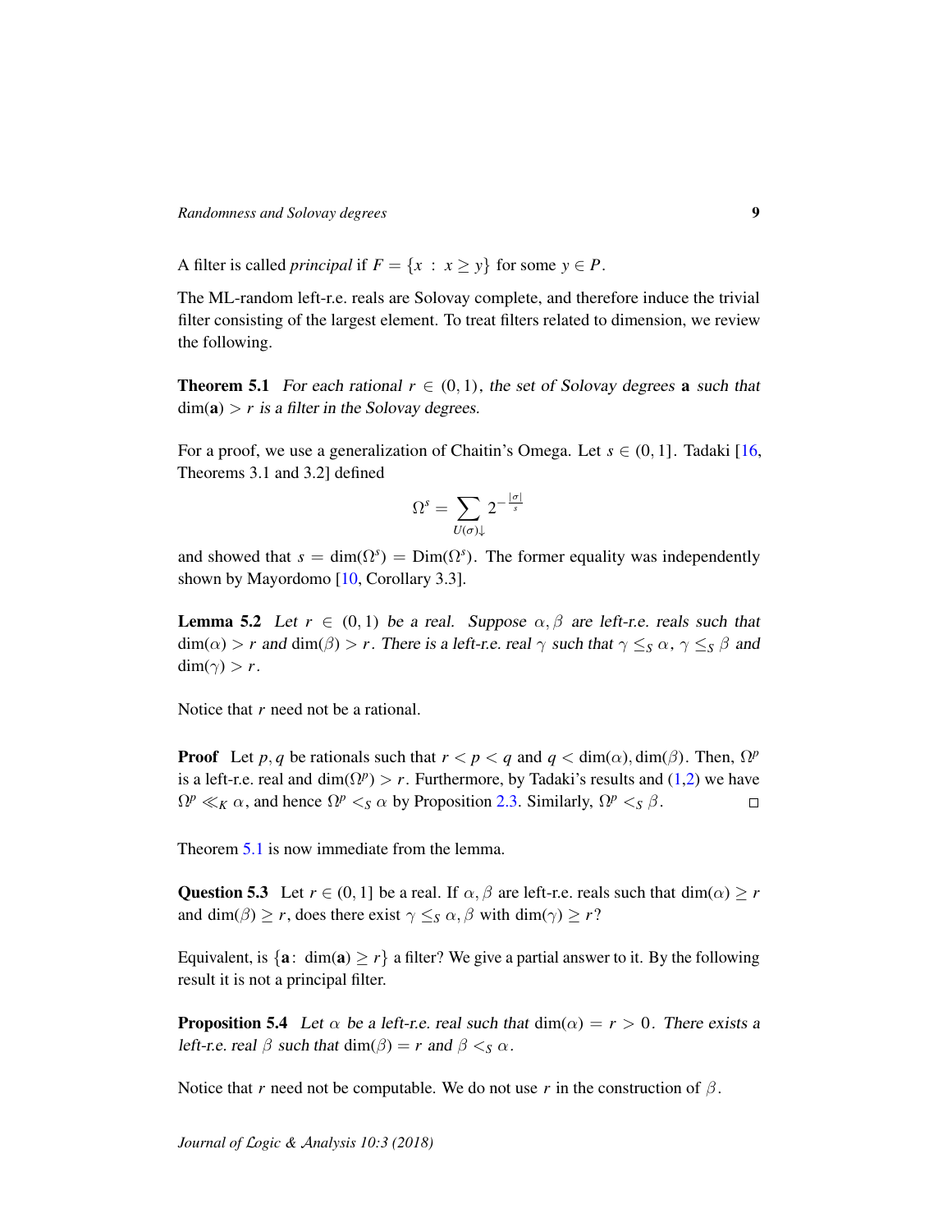A filter is called *principal* if $F = \{x : x \geq y\}$ for some $y \in P$.

The ML-random left-r.e. reals are Solovay complete, and therefore induce the trivial filter consisting of the largest element. To treat filters related to dimension, we review the following.

**Theorem 5.1** *For each rational $r \in (0,1)$, the set of Solovay degrees $\mathbf{a}$ such that $\dim(\mathbf{a}) > r$ is a filter in the Solovay degrees.*

For a proof, we use a generalization of Chaitin's Omega. Let $s \in (0,1]$. Tadaki [16, Theorems 3.1 and 3.2] defined

$$\Omega^s = \sum_{U(\sigma)\downarrow} 2^{-\frac{|\sigma|}{s}}$$

and showed that $s = \dim(\Omega^s) = \mathrm{Dim}(\Omega^s)$. The former equality was independently shown by Mayordomo [10, Corollary 3.3].

**Lemma 5.2** *Let $r \in (0,1)$ be a real. Suppose $\alpha, \beta$ are left-r.e. reals such that $\dim(\alpha) > r$ and $\dim(\beta) > r$. There is a left-r.e. real $\gamma$ such that $\gamma \leq_S \alpha$, $\gamma \leq_S \beta$ and $\dim(\gamma) > r$.*

Notice that $r$ need not be a rational.

**Proof** Let $p, q$ be rationals such that $r < p < q$ and $q < \dim(\alpha), \dim(\beta)$. Then, $\Omega^p$ is a left-r.e. real and $\dim(\Omega^p) > r$. Furthermore, by Tadaki's results and (1,2) we have $\Omega^p \ll_K \alpha$, and hence $\Omega^p <_S \alpha$ by Proposition 2.3. Similarly, $\Omega^p <_S \beta$. $\square$

Theorem 5.1 is now immediate from the lemma.

**Question 5.3** Let $r \in (0,1]$ be a real. If $\alpha, \beta$ are left-r.e. reals such that $\dim(\alpha) \geq r$ and $\dim(\beta) \geq r$, does there exist $\gamma \leq_S \alpha, \beta$ with $\dim(\gamma) \geq r$?

Equivalent, is $\{\mathbf{a} \colon \dim(\mathbf{a}) \geq r\}$ a filter? We give a partial answer to it. By the following result it is not a principal filter.

**Proposition 5.4** *Let $\alpha$ be a left-r.e. real such that $\dim(\alpha) = r > 0$. There exists a left-r.e. real $\beta$ such that $\dim(\beta) = r$ and $\beta <_S \alpha$.*

Notice that $r$ need not be computable. We do not use $r$ in the construction of $\beta$.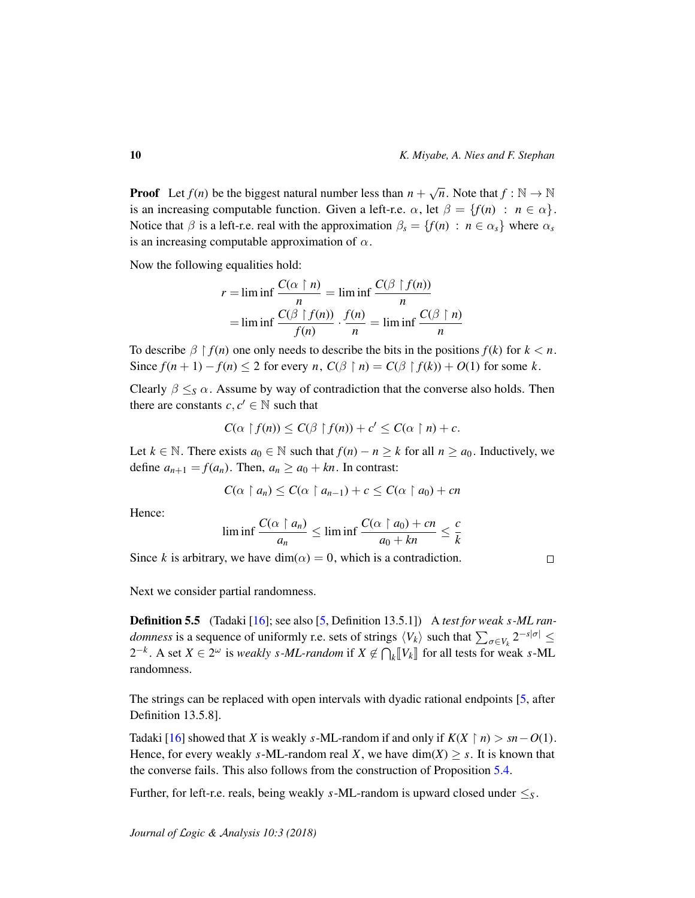**Proof** Let $f(n)$ be the biggest natural number less than $n + \sqrt{n}$. Note that $f : \mathbb{N} \to \mathbb{N}$ is an increasing computable function. Given a left-r.e. $\alpha$, let $\beta = \{f(n) : n \in \alpha\}$. Notice that $\beta$ is a left-r.e. real with the approximation $\beta_s = \{f(n) : n \in \alpha_s\}$ where $\alpha_s$ is an increasing computable approximation of $\alpha$.

Now the following equalities hold:

$$r = \liminf \frac{C(\alpha \upharpoonright n)}{n} = \liminf \frac{C(\beta \upharpoonright f(n))}{n}$$
$$= \liminf \frac{C(\beta \upharpoonright f(n))}{f(n)} \cdot \frac{f(n)}{n} = \liminf \frac{C(\beta \upharpoonright n)}{n}$$

To describe $\beta \upharpoonright f(n)$ one only needs to describe the bits in the positions $f(k)$ for $k < n$. Since $f(n+1) - f(n) \leq 2$ for every $n$, $C(\beta \upharpoonright n) = C(\beta \upharpoonright f(k)) + O(1)$ for some $k$.

Clearly $\beta \leq_S \alpha$. Assume by way of contradiction that the converse also holds. Then there are constants $c, c' \in \mathbb{N}$ such that

$$C(\alpha \upharpoonright f(n)) \leq C(\beta \upharpoonright f(n)) + c' \leq C(\alpha \upharpoonright n) + c.$$

Let $k \in \mathbb{N}$. There exists $a_0 \in \mathbb{N}$ such that $f(n) - n \geq k$ for all $n \geq a_0$. Inductively, we define $a_{n+1} = f(a_n)$. Then, $a_n \geq a_0 + kn$. In contrast:

$$C(\alpha \upharpoonright a_n) \leq C(\alpha \upharpoonright a_{n-1}) + c \leq C(\alpha \upharpoonright a_0) + cn$$

Hence:

$$\liminf \frac{C(\alpha \upharpoonright a_n)}{a_n} \leq \liminf \frac{C(\alpha \upharpoonright a_0) + cn}{a_0 + kn} \leq \frac{c}{k}$$

Since $k$ is arbitrary, we have $\dim(\alpha) = 0$, which is a contradiction. $\square$

Next we consider partial randomness.

**Definition 5.5** (Tadaki [16]; see also [5, Definition 13.5.1]) A *test for weak $s$-ML randomness* is a sequence of uniformly r.e. sets of strings $\langle V_k \rangle$ such that $\sum_{\sigma \in V_k} 2^{-s|\sigma|} \leq 2^{-k}$. A set $X \in 2^\omega$ is *weakly $s$-ML-random* if $X \notin \bigcap_k [\![V_k]\!]$ for all tests for weak $s$-ML randomness.

The strings can be replaced with open intervals with dyadic rational endpoints [5, after Definition 13.5.8].

Tadaki [16] showed that $X$ is weakly $s$-ML-random if and only if $K(X \upharpoonright n) > sn - O(1)$. Hence, for every weakly $s$-ML-random real $X$, we have $\dim(X) \geq s$. It is known that the converse fails. This also follows from the construction of Proposition 5.4.

Further, for left-r.e. reals, being weakly $s$-ML-random is upward closed under $\leq_S$.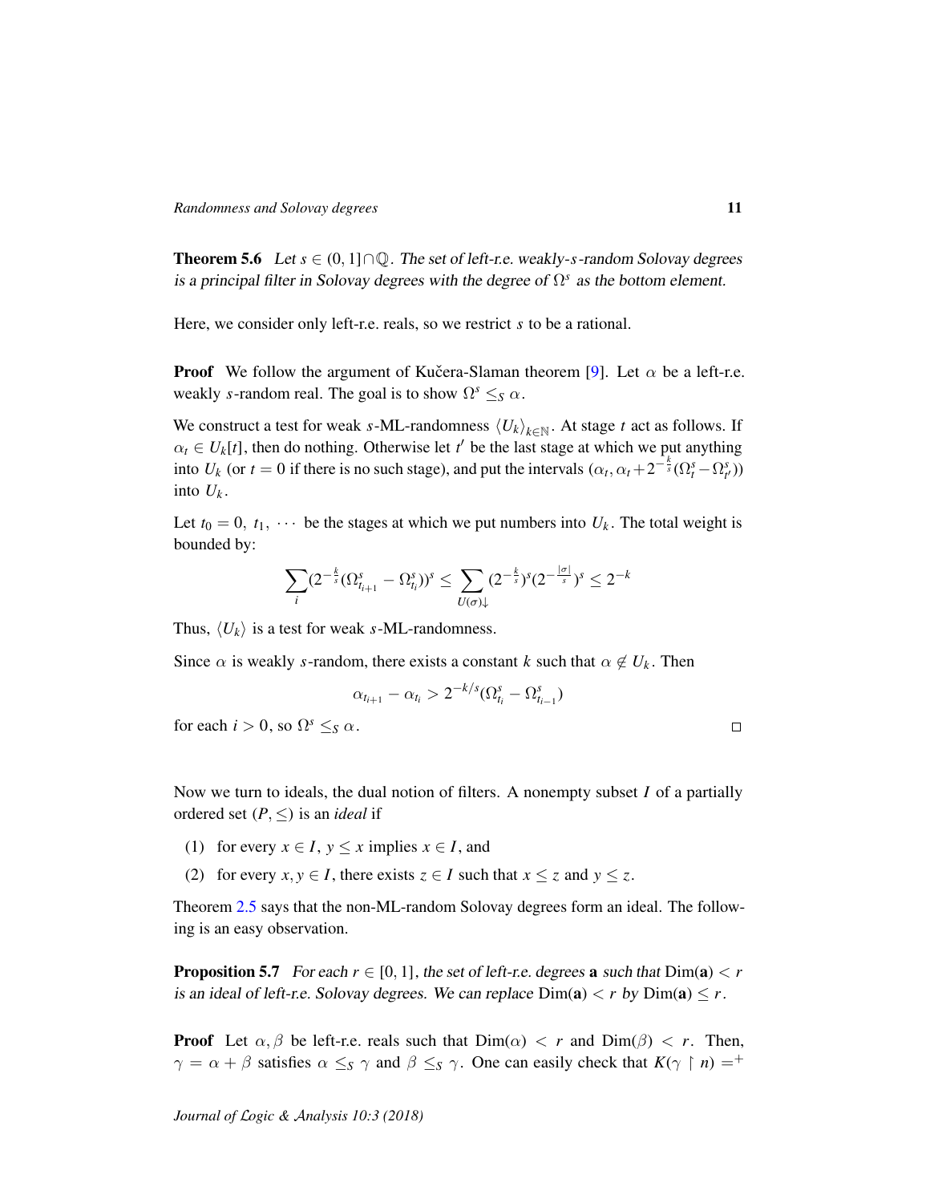**Theorem 5.6** *Let $s \in (0,1] \cap \mathbb{Q}$. The set of left-r.e. weakly-$s$-random Solovay degrees is a principal filter in Solovay degrees with the degree of $\Omega^s$ as the bottom element.*

Here, we consider only left-r.e. reals, so we restrict $s$ to be a rational.

**Proof** We follow the argument of Kučera-Slaman theorem [9]. Let $\alpha$ be a left-r.e. weakly $s$-random real. The goal is to show $\Omega^s \leq_S \alpha$.

We construct a test for weak $s$-ML-randomness $\langle U_k \rangle_{k \in \mathbb{N}}$. At stage $t$ act as follows. If $\alpha_t \in U_k[t]$, then do nothing. Otherwise let $t'$ be the last stage at which we put anything into $U_k$ (or $t = 0$ if there is no such stage), and put the intervals $(\alpha_t, \alpha_t + 2^{-\frac{k}{s}}(\Omega^s_t - \Omega^s_{t'}))$ into $U_k$.

Let $t_0 = 0,\ t_1,\ \cdots$ be the stages at which we put numbers into $U_k$. The total weight is bounded by:

$$\sum_i (2^{-\frac{k}{s}}(\Omega^s_{t_{i+1}} - \Omega^s_{t_i}))^s \leq \sum_{U(\sigma)\downarrow} (2^{-\frac{k}{s}})^s (2^{-\frac{|\sigma|}{s}})^s \leq 2^{-k}$$

Thus, $\langle U_k \rangle$ is a test for weak $s$-ML-randomness.

Since $\alpha$ is weakly $s$-random, there exists a constant $k$ such that $\alpha \notin U_k$. Then

$$\alpha_{t_{i+1}} - \alpha_{t_i} > 2^{-k/s}(\Omega^s_{t_i} - \Omega^s_{t_{i-1}})$$

for each $i > 0$, so $\Omega^s \leq_S \alpha$. ∎

Now we turn to ideals, the dual notion of filters. A nonempty subset $I$ of a partially ordered set $(P, \leq)$ is an *ideal* if

(1) for every $x \in I$, $y \leq x$ implies $x \in I$, and

(2) for every $x, y \in I$, there exists $z \in I$ such that $x \leq z$ and $y \leq z$.

Theorem 2.5 says that the non-ML-random Solovay degrees form an ideal. The following is an easy observation.

**Proposition 5.7** *For each $r \in [0,1]$, the set of left-r.e. degrees $\mathbf{a}$ such that $\mathrm{Dim}(\mathbf{a}) < r$ is an ideal of left-r.e. Solovay degrees. We can replace $\mathrm{Dim}(\mathbf{a}) < r$ by $\mathrm{Dim}(\mathbf{a}) \leq r$.*

**Proof** Let $\alpha, \beta$ be left-r.e. reals such that $\mathrm{Dim}(\alpha) < r$ and $\mathrm{Dim}(\beta) < r$. Then, $\gamma = \alpha + \beta$ satisfies $\alpha \leq_S \gamma$ and $\beta \leq_S \gamma$. One can easily check that $K(\gamma \upharpoonright n) =^+$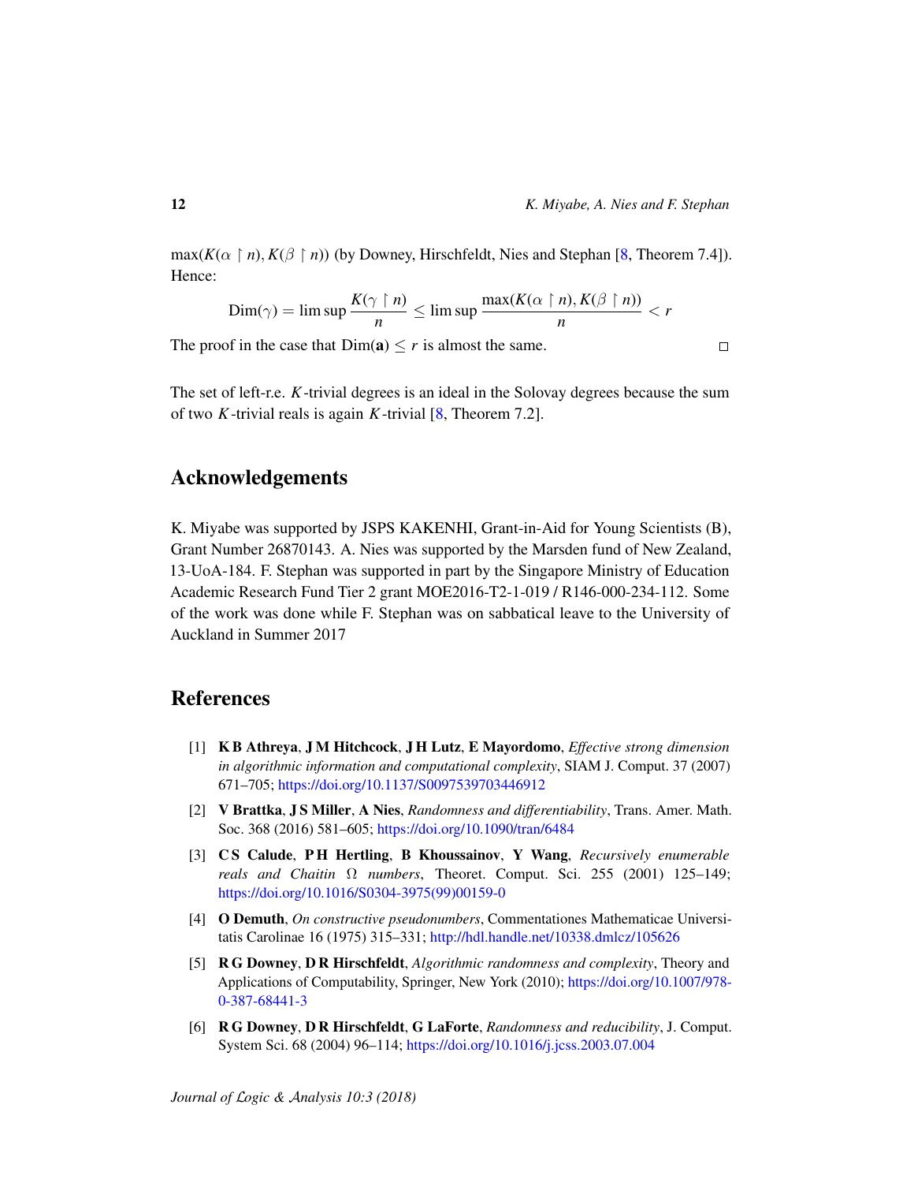$\max(K(\alpha \upharpoonright n), K(\beta \upharpoonright n))$ (by Downey, Hirschfeldt, Nies and Stephan [8, Theorem 7.4]). Hence:

$$\mathrm{Dim}(\gamma) = \limsup \frac{K(\gamma \upharpoonright n)}{n} \leq \limsup \frac{\max(K(\alpha \upharpoonright n), K(\beta \upharpoonright n))}{n} < r$$

The proof in the case that $\mathrm{Dim}(\mathbf{a}) \leq r$ is almost the same. □

The set of left-r.e. $K$-trivial degrees is an ideal in the Solovay degrees because the sum of two $K$-trivial reals is again $K$-trivial [8, Theorem 7.2].

## Acknowledgements

K. Miyabe was supported by JSPS KAKENHI, Grant-in-Aid for Young Scientists (B), Grant Number 26870143. A. Nies was supported by the Marsden fund of New Zealand, 13-UoA-184. F. Stephan was supported in part by the Singapore Ministry of Education Academic Research Fund Tier 2 grant MOE2016-T2-1-019 / R146-000-234-112. Some of the work was done while F. Stephan was on sabbatical leave to the University of Auckland in Summer 2017

## References

[1] **K B Athreya**, **J M Hitchcock**, **J H Lutz**, **E Mayordomo**, *Effective strong dimension in algorithmic information and computational complexity*, SIAM J. Comput. 37 (2007) 671–705; https://doi.org/10.1137/S0097539703446912

[2] **V Brattka**, **J S Miller**, **A Nies**, *Randomness and differentiability*, Trans. Amer. Math. Soc. 368 (2016) 581–605; https://doi.org/10.1090/tran/6484

[3] **C S Calude**, **P H Hertling**, **B Khoussainov**, **Y Wang**, *Recursively enumerable reals and Chaitin Ω numbers*, Theoret. Comput. Sci. 255 (2001) 125–149; https://doi.org/10.1016/S0304-3975(99)00159-0

[4] **O Demuth**, *On constructive pseudonumbers*, Commentationes Mathematicae Universitatis Carolinae 16 (1975) 315–331; http://hdl.handle.net/10338.dmlcz/105626

[5] **R G Downey**, **D R Hirschfeldt**, *Algorithmic randomness and complexity*, Theory and Applications of Computability, Springer, New York (2010); https://doi.org/10.1007/978-0-387-68441-3

[6] **R G Downey**, **D R Hirschfeldt**, **G LaForte**, *Randomness and reducibility*, J. Comput. System Sci. 68 (2004) 96–114; https://doi.org/10.1016/j.jcss.2003.07.004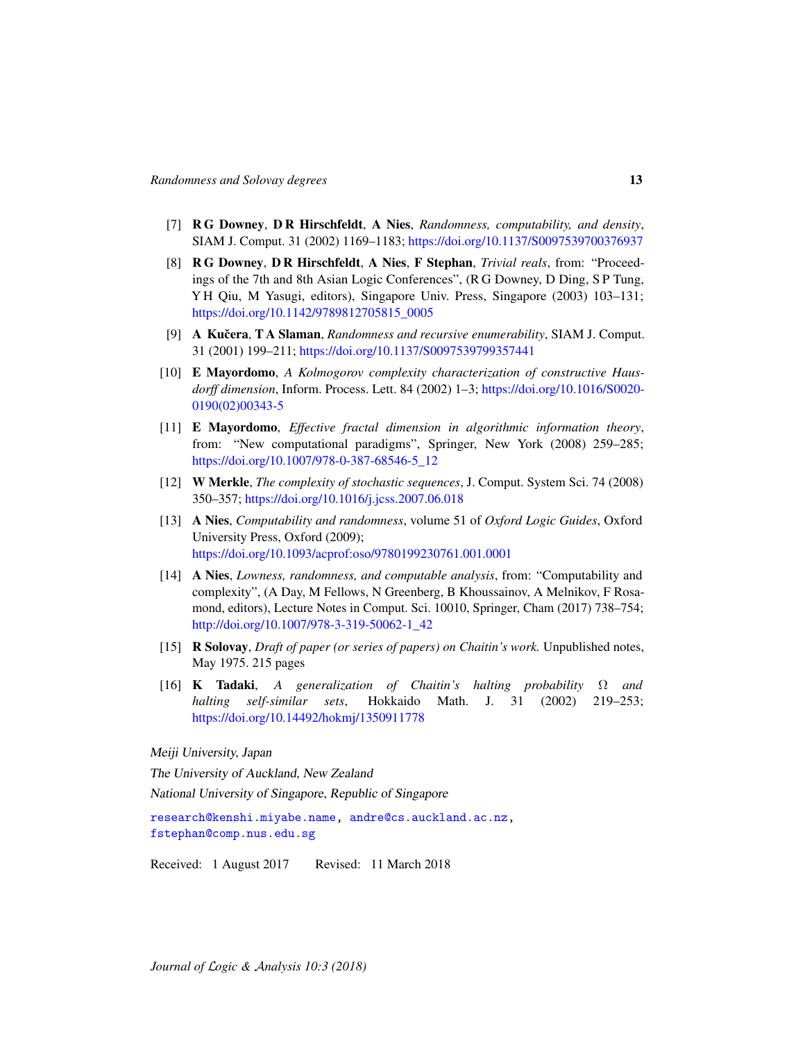- [7] **R G Downey**, **D R Hirschfeldt**, **A Nies**, *Randomness, computability, and density*, SIAM J. Comput. 31 (2002) 1169–1183; https://doi.org/10.1137/S0097539700376937
- [8] **R G Downey**, **D R Hirschfeldt**, **A Nies**, **F Stephan**, *Trivial reals*, from: "Proceedings of the 7th and 8th Asian Logic Conferences", (R G Downey, D Ding, S P Tung, Y H Qiu, M Yasugi, editors), Singapore Univ. Press, Singapore (2003) 103–131; https://doi.org/10.1142/9789812705815_0005
- [9] **A Kučera**, **T A Slaman**, *Randomness and recursive enumerability*, SIAM J. Comput. 31 (2001) 199–211; https://doi.org/10.1137/S0097539799357441
- [10] **E Mayordomo**, *A Kolmogorov complexity characterization of constructive Hausdorff dimension*, Inform. Process. Lett. 84 (2002) 1–3; https://doi.org/10.1016/S0020-0190(02)00343-5
- [11] **E Mayordomo**, *Effective fractal dimension in algorithmic information theory*, from: "New computational paradigms", Springer, New York (2008) 259–285; https://doi.org/10.1007/978-0-387-68546-5_12
- [12] **W Merkle**, *The complexity of stochastic sequences*, J. Comput. System Sci. 74 (2008) 350–357; https://doi.org/10.1016/j.jcss.2007.06.018
- [13] **A Nies**, *Computability and randomness*, volume 51 of *Oxford Logic Guides*, Oxford University Press, Oxford (2009); https://doi.org/10.1093/acprof:oso/9780199230761.001.0001
- [14] **A Nies**, *Lowness, randomness, and computable analysis*, from: "Computability and complexity", (A Day, M Fellows, N Greenberg, B Khoussainov, A Melnikov, F Rosamond, editors), Lecture Notes in Comput. Sci. 10010, Springer, Cham (2017) 738–754; http://doi.org/10.1007/978-3-319-50062-1_42
- [15] **R Solovay**, *Draft of paper (or series of papers) on Chaitin's work.* Unpublished notes, May 1975. 215 pages
- [16] **K Tadaki**, *A generalization of Chaitin's halting probability* $\Omega$ *and halting self-similar sets*, Hokkaido Math. J. 31 (2002) 219–253; https://doi.org/10.14492/hokmj/1350911778

*Meiji University, Japan*

*The University of Auckland, New Zealand*

*National University of Singapore, Republic of Singapore*

research@kenshi.miyabe.name, andre@cs.auckland.ac.nz, fstephan@comp.nus.edu.sg

Received: 1 August 2017 Revised: 11 March 2018